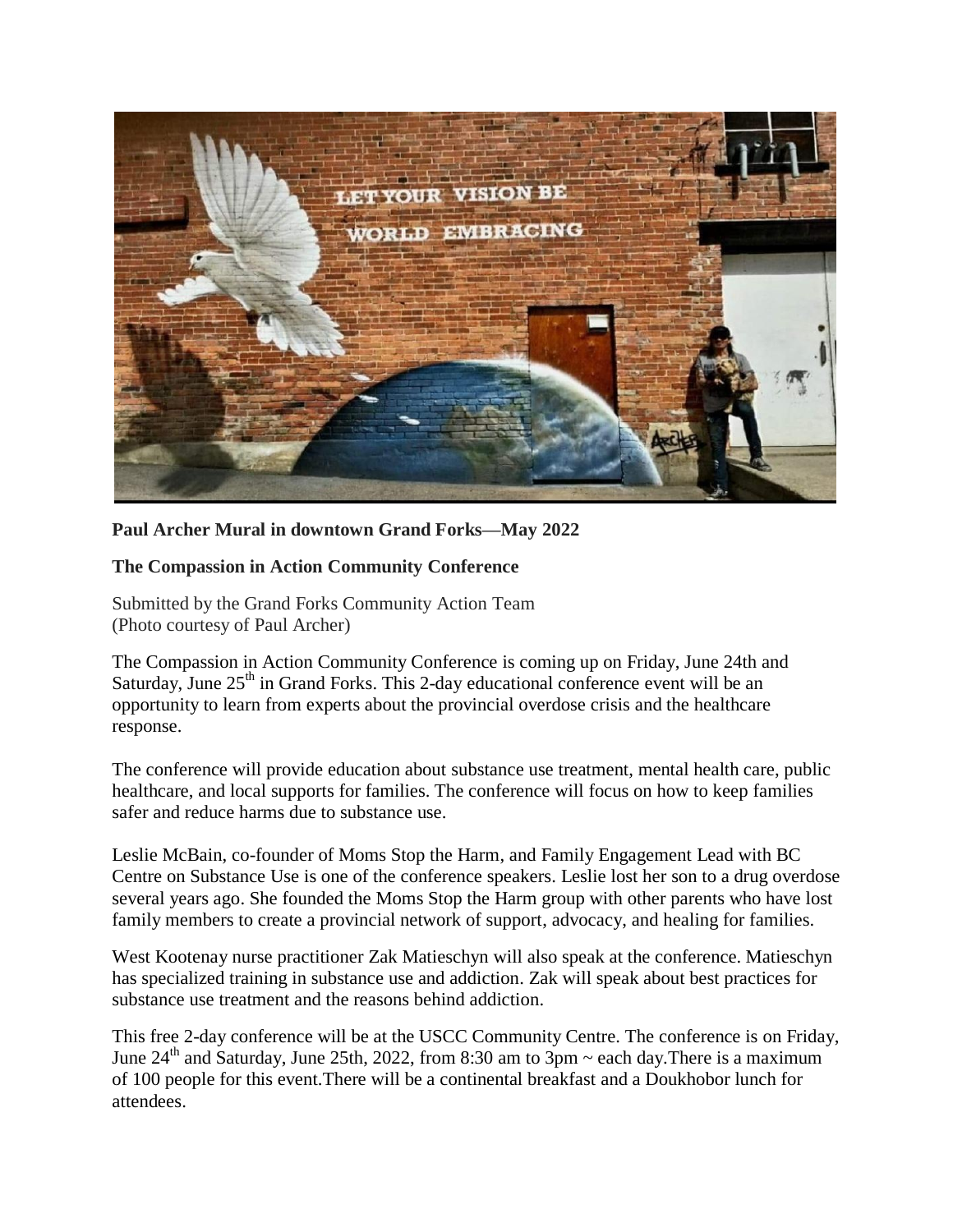**Paul Archer Mural in downtown Grand Forks—May 2022**

**The Compassion in Action Community Conference**

Submitted by the Grand Forks Community Action Team
(Photo courtesy of Paul Archer)

The Compassion in Action Community Conference is coming up on Friday, June 24th and Saturday, June 25th in Grand Forks. This 2-day educational conference event will be an opportunity to learn from experts about the provincial overdose crisis and the healthcare response.

The conference will provide education about substance use treatment, mental health care, public healthcare, and local supports for families. The conference will focus on how to keep families safer and reduce harms due to substance use.

Leslie McBain, co-founder of Moms Stop the Harm, and Family Engagement Lead with BC Centre on Substance Use is one of the conference speakers. Leslie lost her son to a drug overdose several years ago. She founded the Moms Stop the Harm group with other parents who have lost family members to create a provincial network of support, advocacy, and healing for families.

West Kootenay nurse practitioner Zak Matieschyn will also speak at the conference. Matieschyn has specialized training in substance use and addiction. Zak will speak about best practices for substance use treatment and the reasons behind addiction.

This free 2-day conference will be at the USCC Community Centre. The conference is on Friday, June 24th and Saturday, June 25th, 2022, from 8:30 am to 3pm ~ each day.There is a maximum of 100 people for this event.There will be a continental breakfast and a Doukhobor lunch for attendees.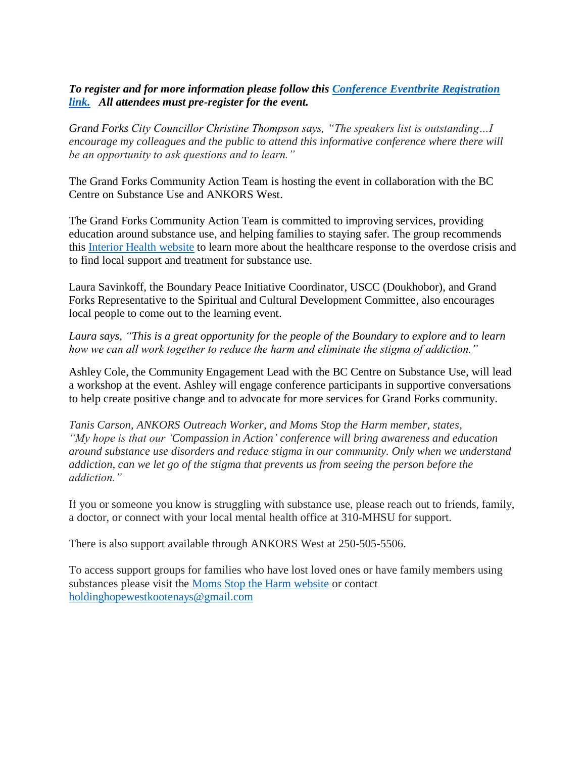***To register and for more information please follow this [Conference Eventbrite Registration link.](#) All attendees must pre-register for the event.***

*Grand Forks City Councillor Christine Thompson says, "The speakers list is outstanding…I encourage my colleagues and the public to attend this informative conference where there will be an opportunity to ask questions and to learn."*

The Grand Forks Community Action Team is hosting the event in collaboration with the BC Centre on Substance Use and ANKORS West.

The Grand Forks Community Action Team is committed to improving services, providing education around substance use, and helping families to staying safer. The group recommends this [Interior Health website](#) to learn more about the healthcare response to the overdose crisis and to find local support and treatment for substance use.

Laura Savinkoff, the Boundary Peace Initiative Coordinator, USCC (Doukhobor), and Grand Forks Representative to the Spiritual and Cultural Development Committee, also encourages local people to come out to the learning event.

*Laura says, "This is a great opportunity for the people of the Boundary to explore and to learn how we can all work together to reduce the harm and eliminate the stigma of addiction."*

Ashley Cole, the Community Engagement Lead with the BC Centre on Substance Use, will lead a workshop at the event. Ashley will engage conference participants in supportive conversations to help create positive change and to advocate for more services for Grand Forks community.

*Tanis Carson, ANKORS Outreach Worker, and Moms Stop the Harm member, states, "My hope is that our 'Compassion in Action' conference will bring awareness and education around substance use disorders and reduce stigma in our community. Only when we understand addiction, can we let go of the stigma that prevents us from seeing the person before the addiction."*

If you or someone you know is struggling with substance use, please reach out to friends, family, a doctor, or connect with your local mental health office at 310-MHSU for support.

There is also support available through ANKORS West at 250-505-5506.

To access support groups for families who have lost loved ones or have family members using substances please visit the [Moms Stop the Harm website](#) or contact holdinghopewestkootenays@gmail.com